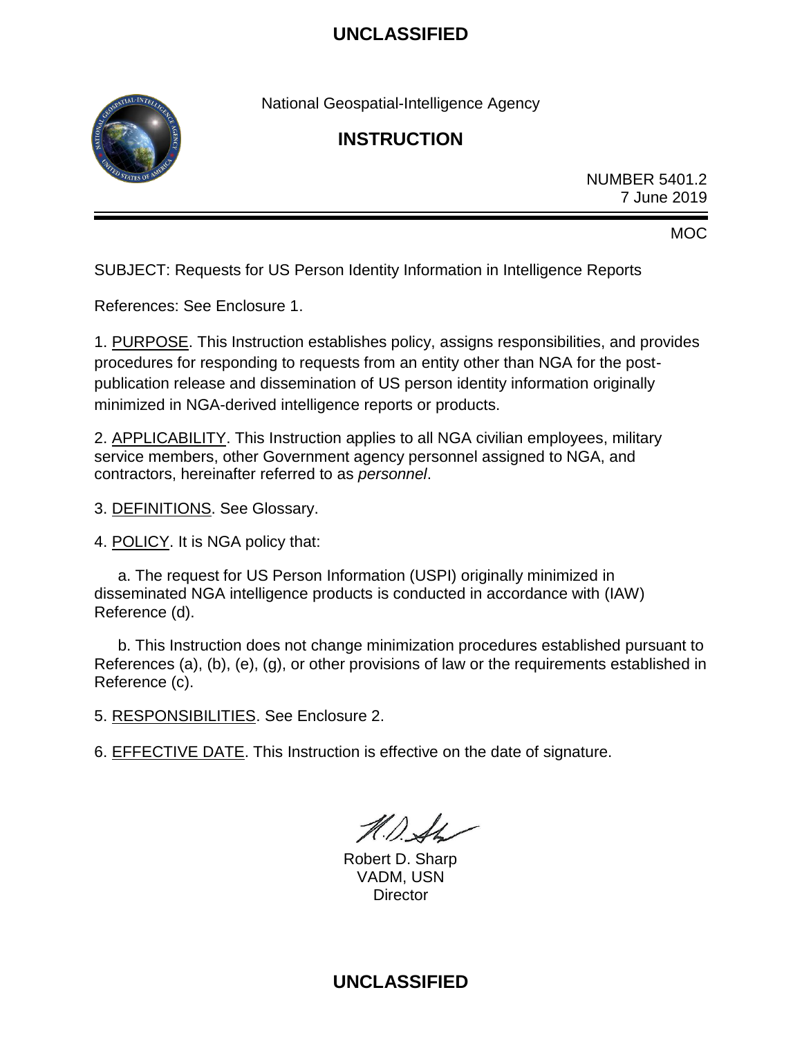UNCLASSIFIED

National Geospatial-Intelligence Agency

# INSTRUCTION

NUMBER 5401.2
7 June 2019

MOC

SUBJECT: Requests for US Person Identity Information in Intelligence Reports

References: See Enclosure 1.

1. PURPOSE. This Instruction establishes policy, assigns responsibilities, and provides procedures for responding to requests from an entity other than NGA for the post-publication release and dissemination of US person identity information originally minimized in NGA-derived intelligence reports or products.

2. APPLICABILITY. This Instruction applies to all NGA civilian employees, military service members, other Government agency personnel assigned to NGA, and contractors, hereinafter referred to as *personnel*.

3. DEFINITIONS. See Glossary.

4. POLICY. It is NGA policy that:

a. The request for US Person Information (USPI) originally minimized in disseminated NGA intelligence products is conducted in accordance with (IAW) Reference (d).

b. This Instruction does not change minimization procedures established pursuant to References (a), (b), (e), (g), or other provisions of law or the requirements established in Reference (c).

5. RESPONSIBILITIES. See Enclosure 2.

6. EFFECTIVE DATE. This Instruction is effective on the date of signature.

Robert D. Sharp
VADM, USN
Director

UNCLASSIFIED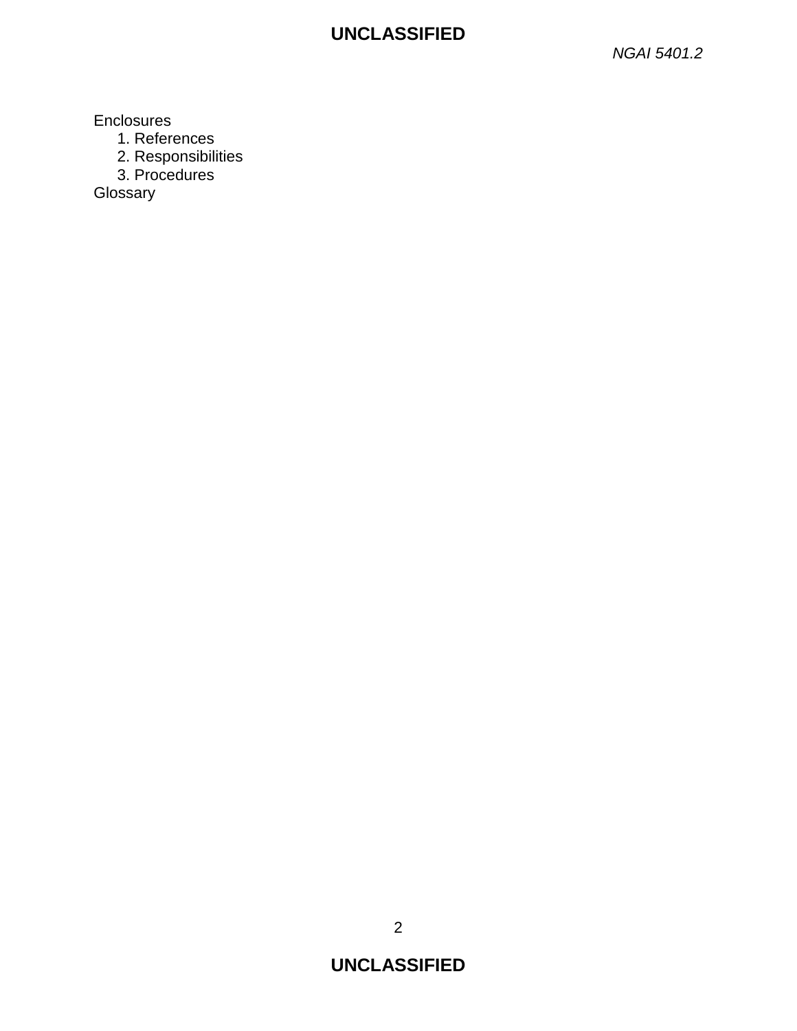Enclosures
1. References
2. Responsibilities
3. Procedures

Glossary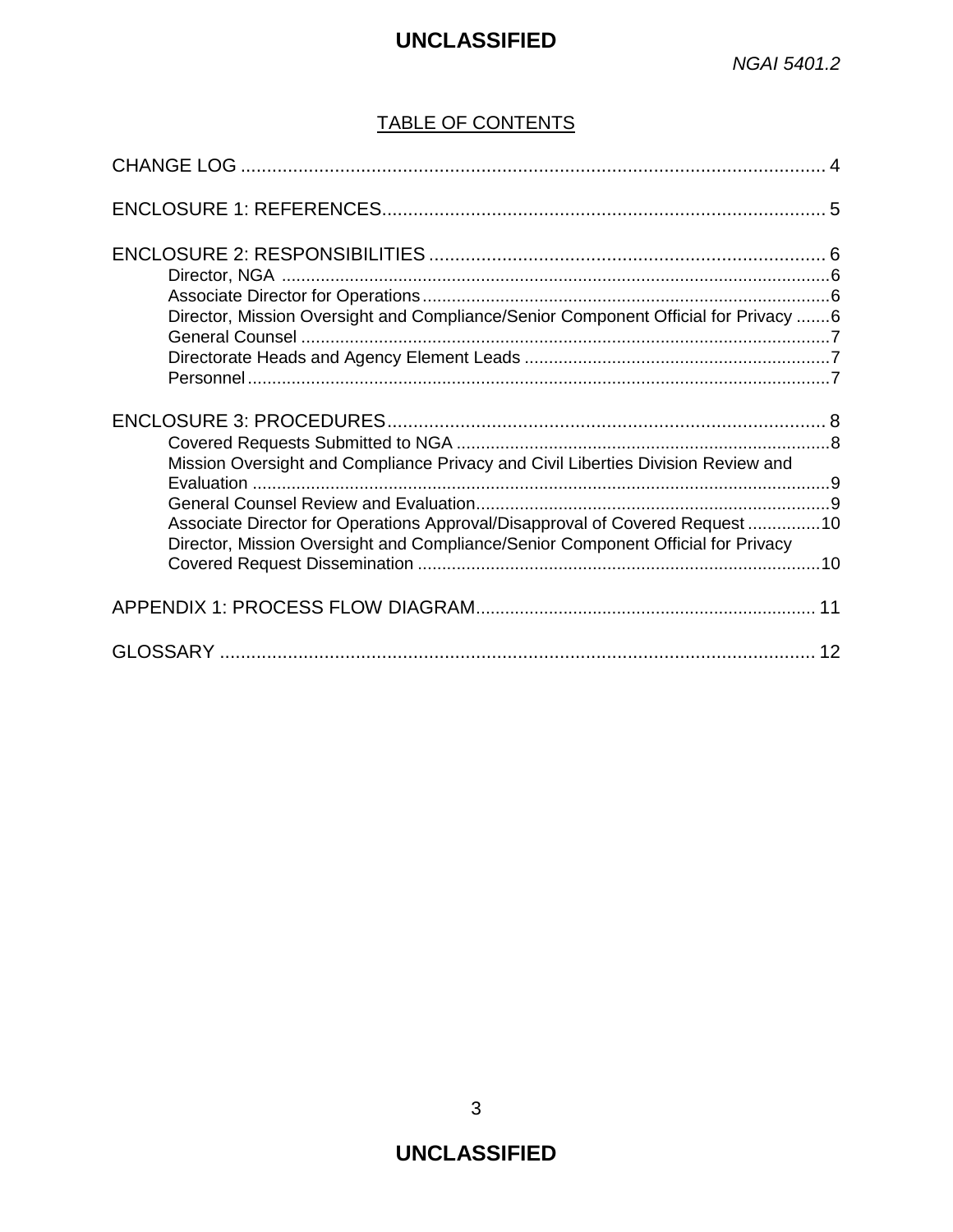## TABLE OF CONTENTS

CHANGE LOG ..... 4

ENCLOSURE 1: REFERENCES ..... 5

ENCLOSURE 2: RESPONSIBILITIES ..... 6

- Director, NGA ..... 6
- Associate Director for Operations ..... 6
- Director, Mission Oversight and Compliance/Senior Component Official for Privacy ..... 6
- General Counsel ..... 7
- Directorate Heads and Agency Element Leads ..... 7
- Personnel ..... 7

ENCLOSURE 3: PROCEDURES ..... 8

- Covered Requests Submitted to NGA ..... 8
- Mission Oversight and Compliance Privacy and Civil Liberties Division Review and Evaluation ..... 9
- General Counsel Review and Evaluation ..... 9
- Associate Director for Operations Approval/Disapproval of Covered Request ..... 10
- Director, Mission Oversight and Compliance/Senior Component Official for Privacy Covered Request Dissemination ..... 10

APPENDIX 1: PROCESS FLOW DIAGRAM ..... 11

GLOSSARY ..... 12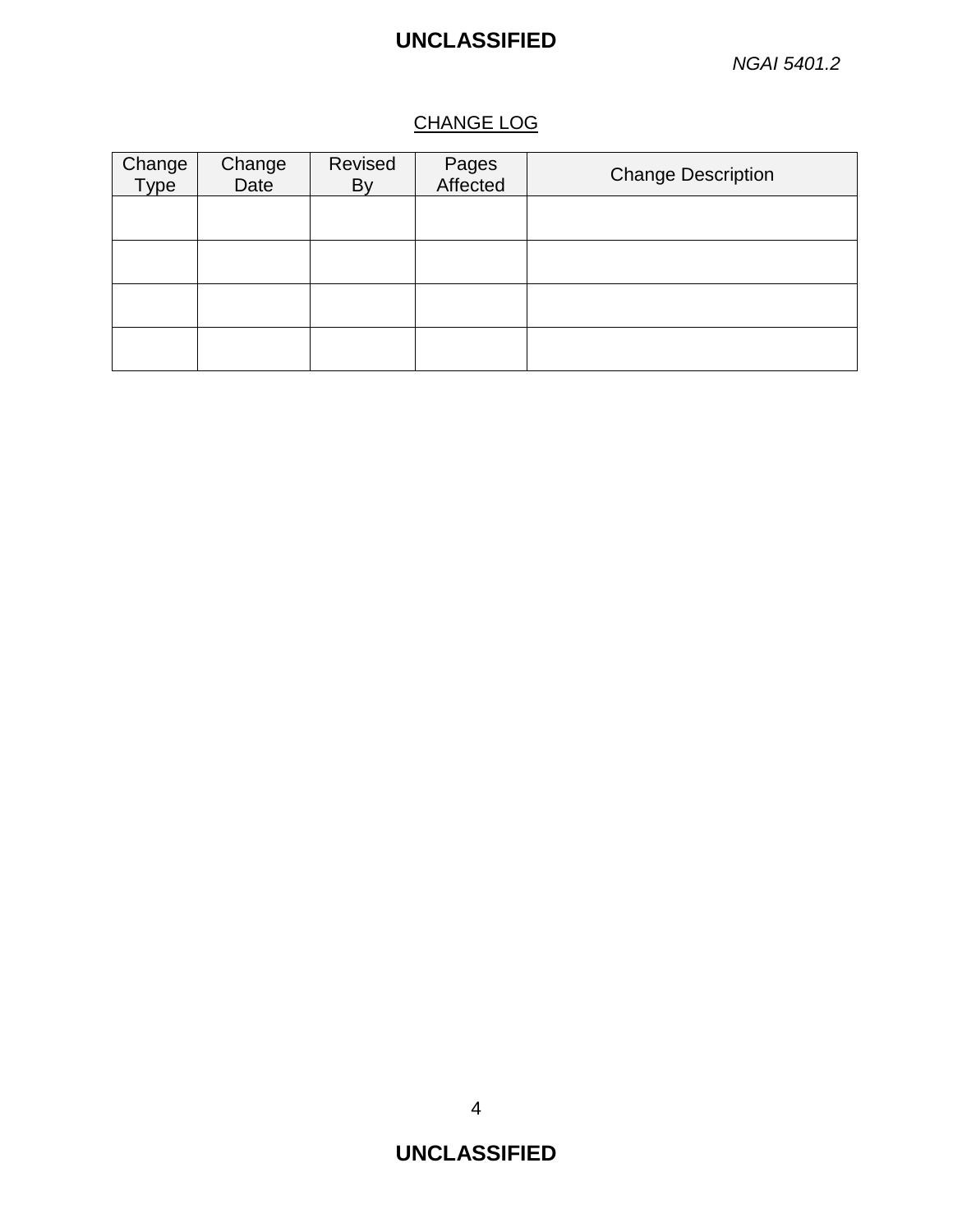## CHANGE LOG

| Change Type | Change Date | Revised By | Pages Affected | Change Description |
|---|---|---|---|---|
| | | | | |
| | | | | |
| | | | | |
| | | | | |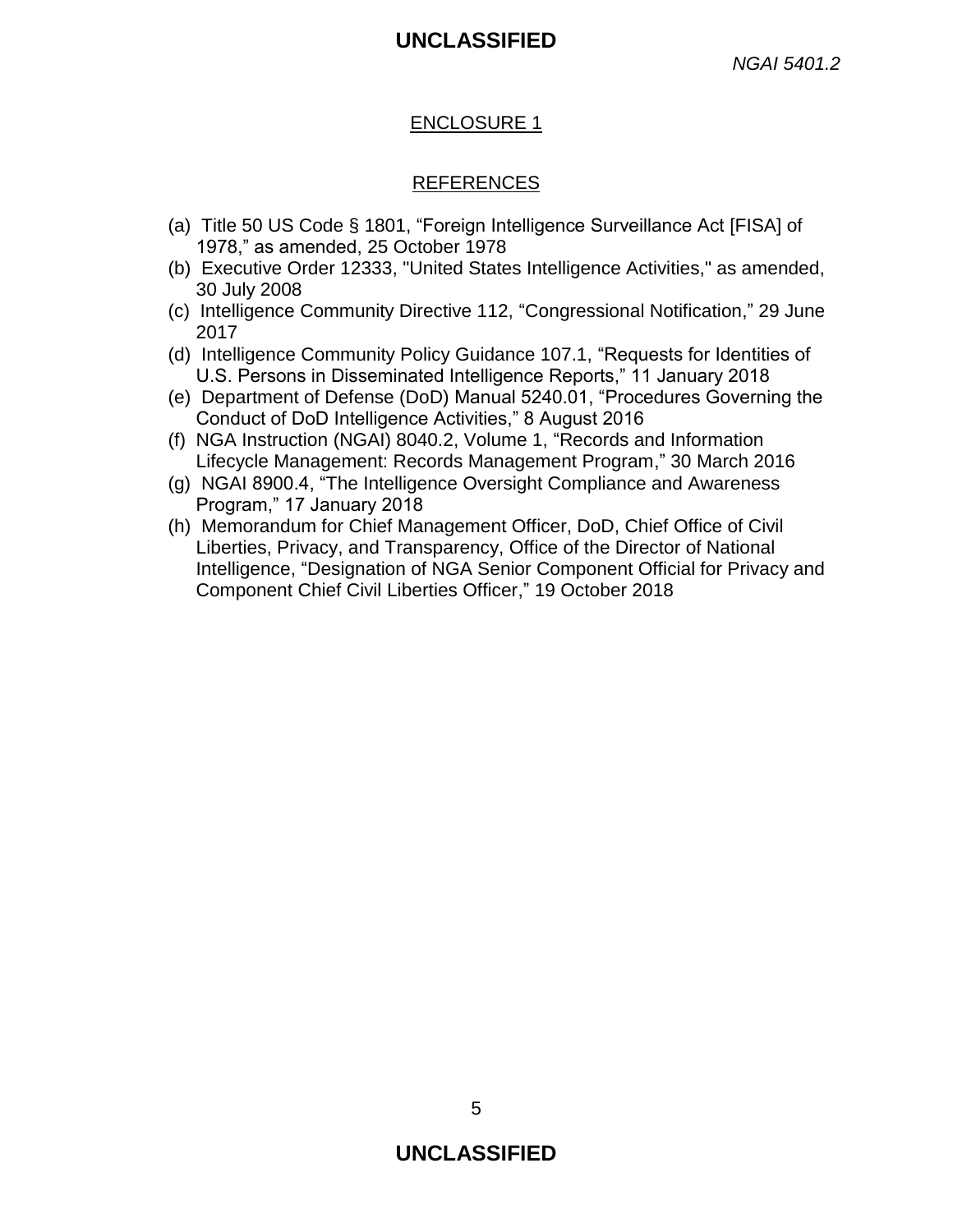## ENCLOSURE 1

## REFERENCES

(a) Title 50 US Code § 1801, "Foreign Intelligence Surveillance Act [FISA] of 1978," as amended, 25 October 1978

(b) Executive Order 12333, "United States Intelligence Activities," as amended, 30 July 2008

(c) Intelligence Community Directive 112, "Congressional Notification," 29 June 2017

(d) Intelligence Community Policy Guidance 107.1, "Requests for Identities of U.S. Persons in Disseminated Intelligence Reports," 11 January 2018

(e) Department of Defense (DoD) Manual 5240.01, "Procedures Governing the Conduct of DoD Intelligence Activities," 8 August 2016

(f) NGA Instruction (NGAI) 8040.2, Volume 1, "Records and Information Lifecycle Management: Records Management Program," 30 March 2016

(g) NGAI 8900.4, "The Intelligence Oversight Compliance and Awareness Program," 17 January 2018

(h) Memorandum for Chief Management Officer, DoD, Chief Office of Civil Liberties, Privacy, and Transparency, Office of the Director of National Intelligence, "Designation of NGA Senior Component Official for Privacy and Component Chief Civil Liberties Officer," 19 October 2018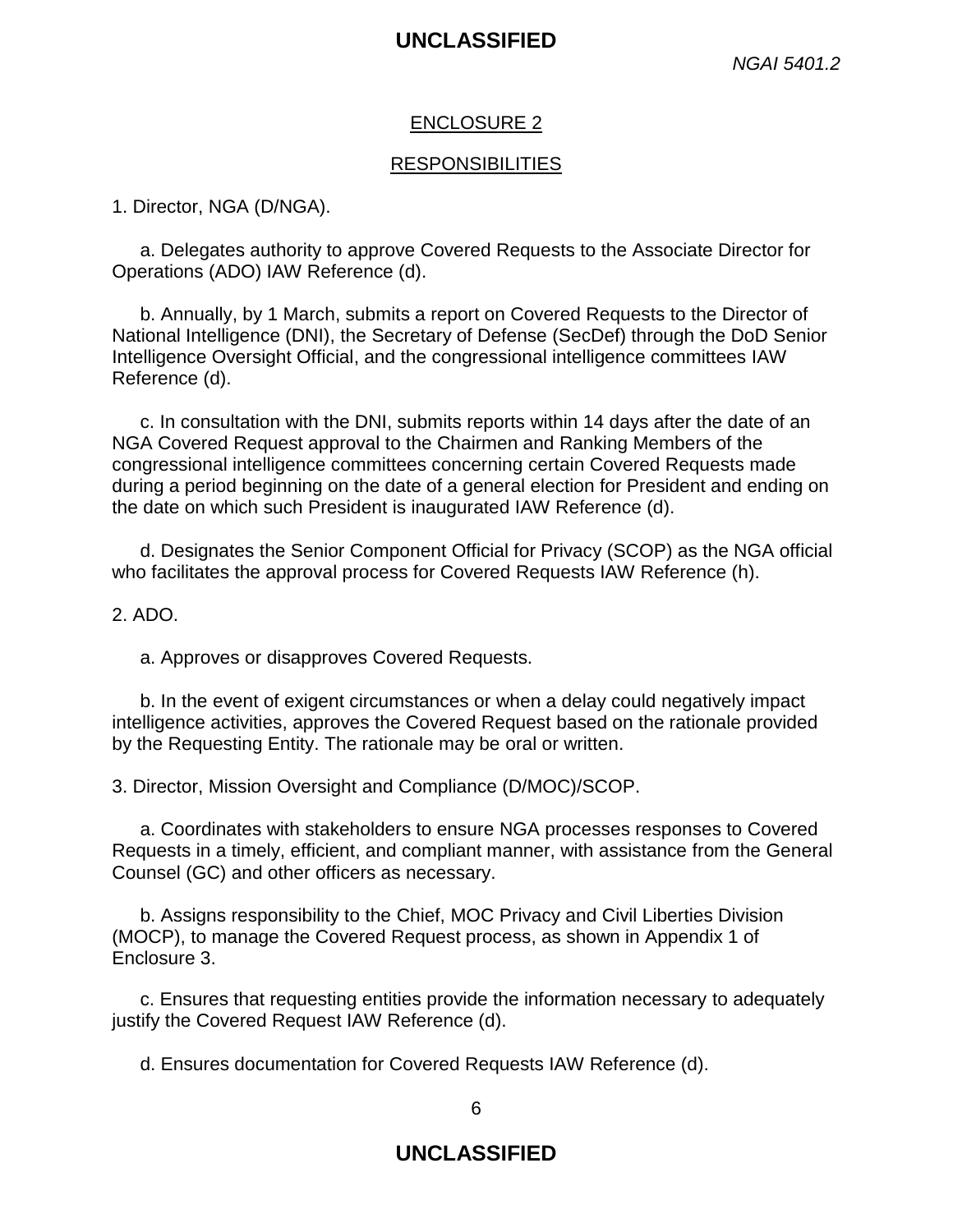## ENCLOSURE 2

## RESPONSIBILITIES

1. Director, NGA (D/NGA).

   a. Delegates authority to approve Covered Requests to the Associate Director for Operations (ADO) IAW Reference (d).

   b. Annually, by 1 March, submits a report on Covered Requests to the Director of National Intelligence (DNI), the Secretary of Defense (SecDef) through the DoD Senior Intelligence Oversight Official, and the congressional intelligence committees IAW Reference (d).

   c. In consultation with the DNI, submits reports within 14 days after the date of an NGA Covered Request approval to the Chairmen and Ranking Members of the congressional intelligence committees concerning certain Covered Requests made during a period beginning on the date of a general election for President and ending on the date on which such President is inaugurated IAW Reference (d).

   d. Designates the Senior Component Official for Privacy (SCOP) as the NGA official who facilitates the approval process for Covered Requests IAW Reference (h).

2. ADO.

   a. Approves or disapproves Covered Requests.

   b. In the event of exigent circumstances or when a delay could negatively impact intelligence activities, approves the Covered Request based on the rationale provided by the Requesting Entity. The rationale may be oral or written.

3. Director, Mission Oversight and Compliance (D/MOC)/SCOP.

   a. Coordinates with stakeholders to ensure NGA processes responses to Covered Requests in a timely, efficient, and compliant manner, with assistance from the General Counsel (GC) and other officers as necessary.

   b. Assigns responsibility to the Chief, MOC Privacy and Civil Liberties Division (MOCP), to manage the Covered Request process, as shown in Appendix 1 of Enclosure 3.

   c. Ensures that requesting entities provide the information necessary to adequately justify the Covered Request IAW Reference (d).

   d. Ensures documentation for Covered Requests IAW Reference (d).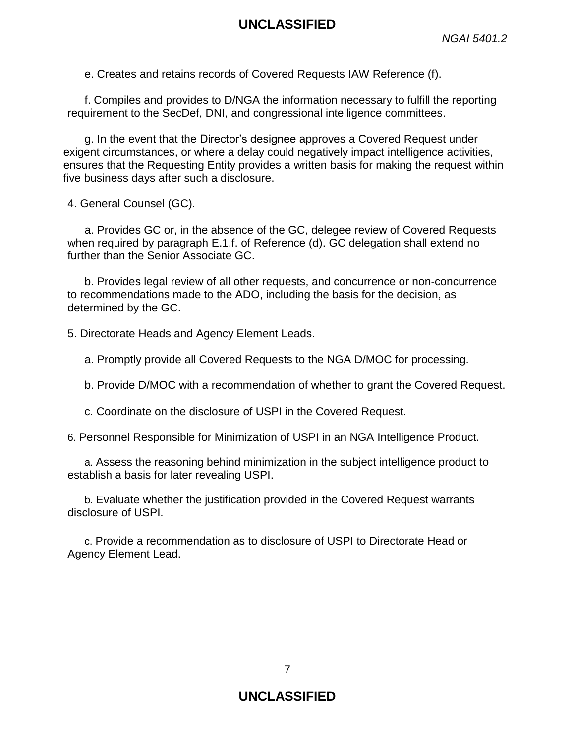e. Creates and retains records of Covered Requests IAW Reference (f).

f. Compiles and provides to D/NGA the information necessary to fulfill the reporting requirement to the SecDef, DNI, and congressional intelligence committees.

g. In the event that the Director's designee approves a Covered Request under exigent circumstances, or where a delay could negatively impact intelligence activities, ensures that the Requesting Entity provides a written basis for making the request within five business days after such a disclosure.

4. General Counsel (GC).

a. Provides GC or, in the absence of the GC, delegee review of Covered Requests when required by paragraph E.1.f. of Reference (d). GC delegation shall extend no further than the Senior Associate GC.

b. Provides legal review of all other requests, and concurrence or non-concurrence to recommendations made to the ADO, including the basis for the decision, as determined by the GC.

5. Directorate Heads and Agency Element Leads.

a. Promptly provide all Covered Requests to the NGA D/MOC for processing.

b. Provide D/MOC with a recommendation of whether to grant the Covered Request.

c. Coordinate on the disclosure of USPI in the Covered Request.

6. Personnel Responsible for Minimization of USPI in an NGA Intelligence Product.

a. Assess the reasoning behind minimization in the subject intelligence product to establish a basis for later revealing USPI.

b. Evaluate whether the justification provided in the Covered Request warrants disclosure of USPI.

c. Provide a recommendation as to disclosure of USPI to Directorate Head or Agency Element Lead.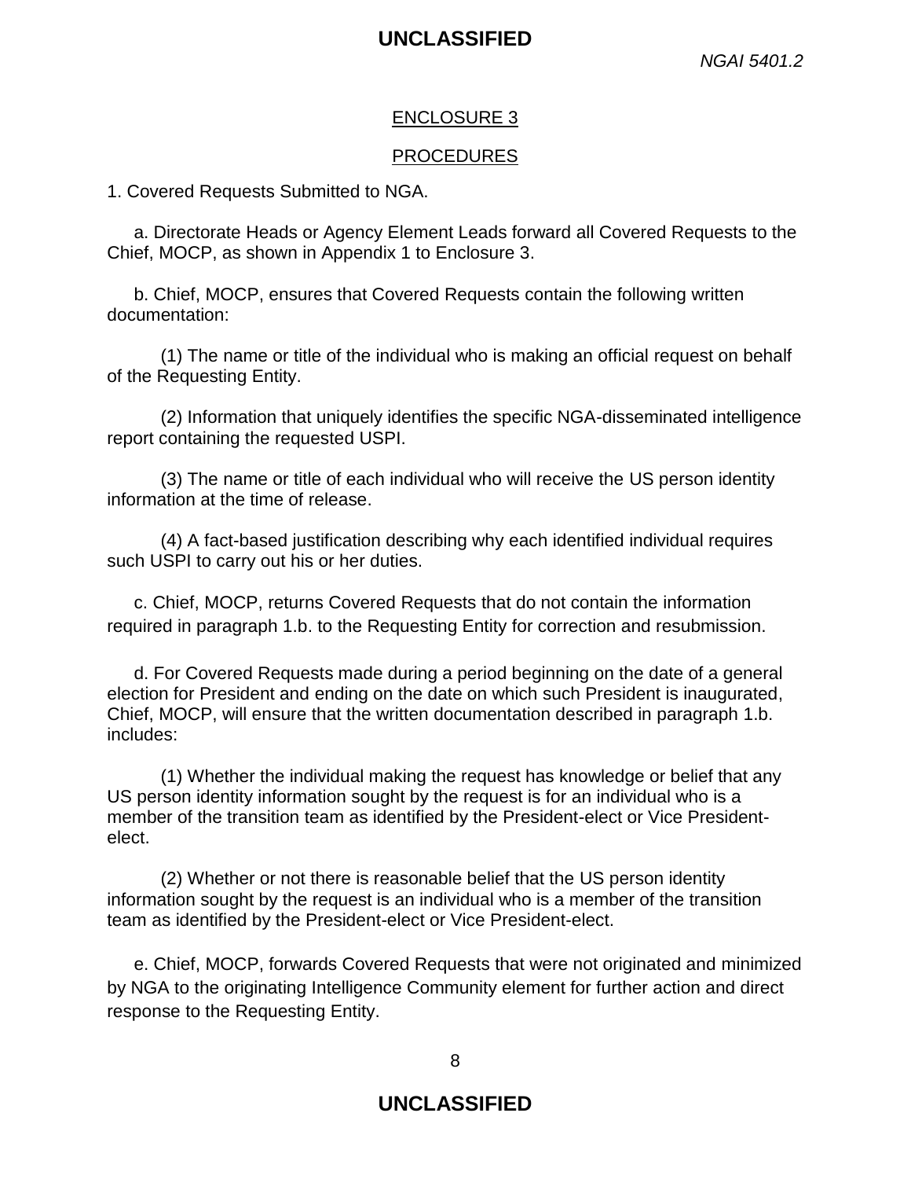## ENCLOSURE 3

## PROCEDURES

1. Covered Requests Submitted to NGA.

a. Directorate Heads or Agency Element Leads forward all Covered Requests to the Chief, MOCP, as shown in Appendix 1 to Enclosure 3.

b. Chief, MOCP, ensures that Covered Requests contain the following written documentation:

(1) The name or title of the individual who is making an official request on behalf of the Requesting Entity.

(2) Information that uniquely identifies the specific NGA-disseminated intelligence report containing the requested USPI.

(3) The name or title of each individual who will receive the US person identity information at the time of release.

(4) A fact-based justification describing why each identified individual requires such USPI to carry out his or her duties.

c. Chief, MOCP, returns Covered Requests that do not contain the information required in paragraph 1.b. to the Requesting Entity for correction and resubmission.

d. For Covered Requests made during a period beginning on the date of a general election for President and ending on the date on which such President is inaugurated, Chief, MOCP, will ensure that the written documentation described in paragraph 1.b. includes:

(1) Whether the individual making the request has knowledge or belief that any US person identity information sought by the request is for an individual who is a member of the transition team as identified by the President-elect or Vice President-elect.

(2) Whether or not there is reasonable belief that the US person identity information sought by the request is an individual who is a member of the transition team as identified by the President-elect or Vice President-elect.

e. Chief, MOCP, forwards Covered Requests that were not originated and minimized by NGA to the originating Intelligence Community element for further action and direct response to the Requesting Entity.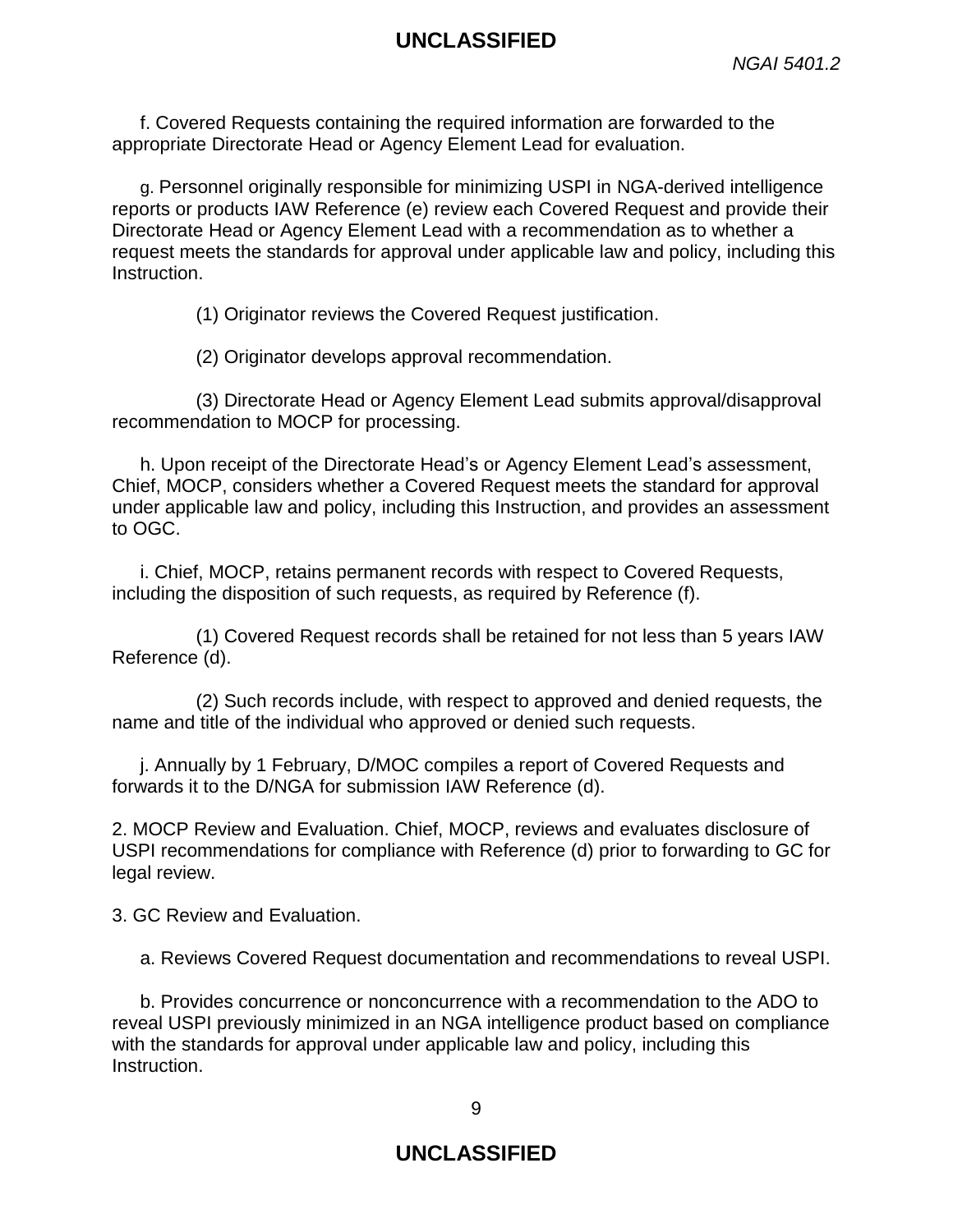f. Covered Requests containing the required information are forwarded to the appropriate Directorate Head or Agency Element Lead for evaluation.

g. Personnel originally responsible for minimizing USPI in NGA-derived intelligence reports or products IAW Reference (e) review each Covered Request and provide their Directorate Head or Agency Element Lead with a recommendation as to whether a request meets the standards for approval under applicable law and policy, including this Instruction.

(1) Originator reviews the Covered Request justification.

(2) Originator develops approval recommendation.

(3) Directorate Head or Agency Element Lead submits approval/disapproval recommendation to MOCP for processing.

h. Upon receipt of the Directorate Head's or Agency Element Lead's assessment, Chief, MOCP, considers whether a Covered Request meets the standard for approval under applicable law and policy, including this Instruction, and provides an assessment to OGC.

i. Chief, MOCP, retains permanent records with respect to Covered Requests, including the disposition of such requests, as required by Reference (f).

(1) Covered Request records shall be retained for not less than 5 years IAW Reference (d).

(2) Such records include, with respect to approved and denied requests, the name and title of the individual who approved or denied such requests.

j. Annually by 1 February, D/MOC compiles a report of Covered Requests and forwards it to the D/NGA for submission IAW Reference (d).

2. MOCP Review and Evaluation. Chief, MOCP, reviews and evaluates disclosure of USPI recommendations for compliance with Reference (d) prior to forwarding to GC for legal review.

3. GC Review and Evaluation.

a. Reviews Covered Request documentation and recommendations to reveal USPI.

b. Provides concurrence or nonconcurrence with a recommendation to the ADO to reveal USPI previously minimized in an NGA intelligence product based on compliance with the standards for approval under applicable law and policy, including this Instruction.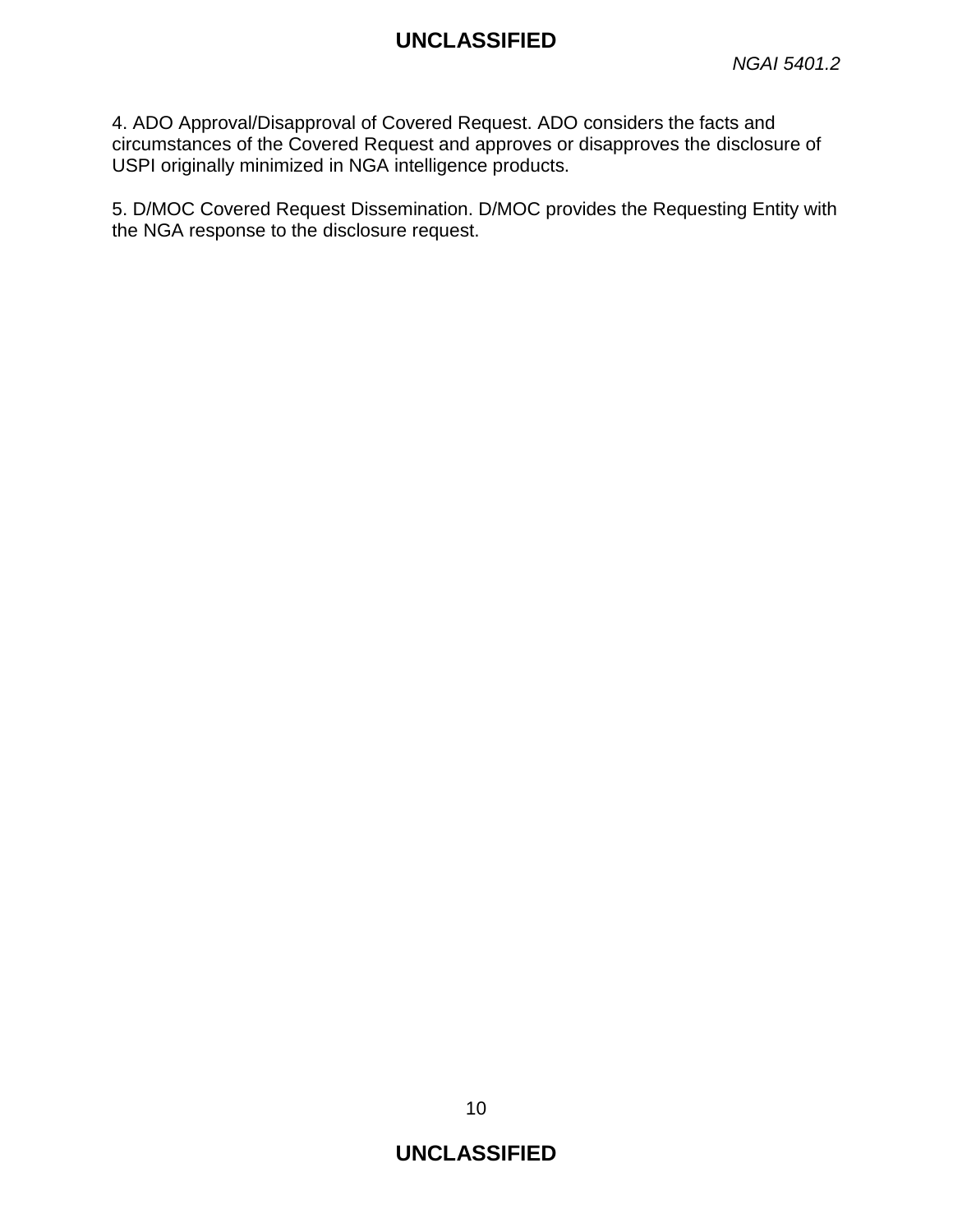4. ADO Approval/Disapproval of Covered Request. ADO considers the facts and circumstances of the Covered Request and approves or disapproves the disclosure of USPI originally minimized in NGA intelligence products.

5. D/MOC Covered Request Dissemination. D/MOC provides the Requesting Entity with the NGA response to the disclosure request.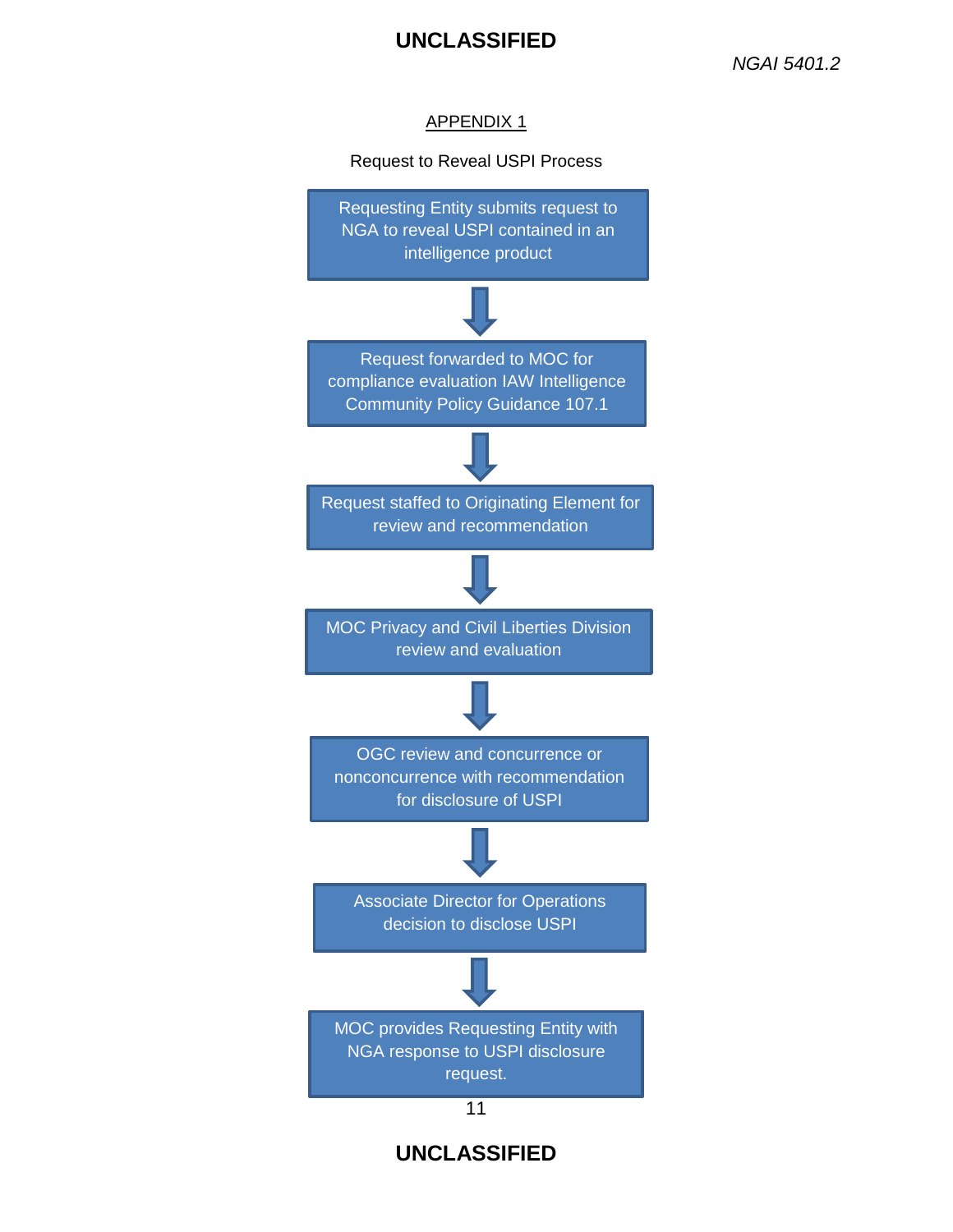## APPENDIX 1

Request to Reveal USPI Process

Requesting Entity submits request to NGA to reveal USPI contained in an intelligence product

↓

Request forwarded to MOC for compliance evaluation IAW Intelligence Community Policy Guidance 107.1

↓

Request staffed to Originating Element for review and recommendation

↓

MOC Privacy and Civil Liberties Division review and evaluation

↓

OGC review and concurrence or nonconcurrence with recommendation for disclosure of USPI

↓

Associate Director for Operations decision to disclose USPI

↓

MOC provides Requesting Entity with NGA response to USPI disclosure request.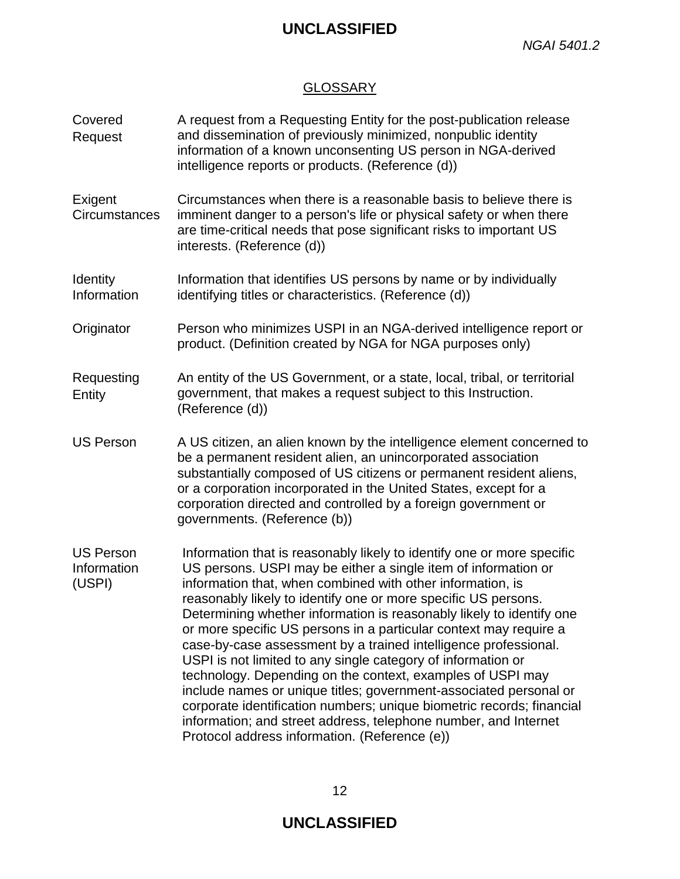## GLOSSARY

| | |
|---|---|
| Covered Request | A request from a Requesting Entity for the post-publication release and dissemination of previously minimized, nonpublic identity information of a known unconsenting US person in NGA-derived intelligence reports or products. (Reference (d)) |
| Exigent Circumstances | Circumstances when there is a reasonable basis to believe there is imminent danger to a person's life or physical safety or when there are time-critical needs that pose significant risks to important US interests. (Reference (d)) |
| Identity Information | Information that identifies US persons by name or by individually identifying titles or characteristics. (Reference (d)) |
| Originator | Person who minimizes USPI in an NGA-derived intelligence report or product. (Definition created by NGA for NGA purposes only) |
| Requesting Entity | An entity of the US Government, or a state, local, tribal, or territorial government, that makes a request subject to this Instruction. (Reference (d)) |
| US Person | A US citizen, an alien known by the intelligence element concerned to be a permanent resident alien, an unincorporated association substantially composed of US citizens or permanent resident aliens, or a corporation incorporated in the United States, except for a corporation directed and controlled by a foreign government or governments. (Reference (b)) |
| US Person Information (USPI) | Information that is reasonably likely to identify one or more specific US persons. USPI may be either a single item of information or information that, when combined with other information, is reasonably likely to identify one or more specific US persons. Determining whether information is reasonably likely to identify one or more specific US persons in a particular context may require a case-by-case assessment by a trained intelligence professional. USPI is not limited to any single category of information or technology. Depending on the context, examples of USPI may include names or unique titles; government-associated personal or corporate identification numbers; unique biometric records; financial information; and street address, telephone number, and Internet Protocol address information. (Reference (e)) |